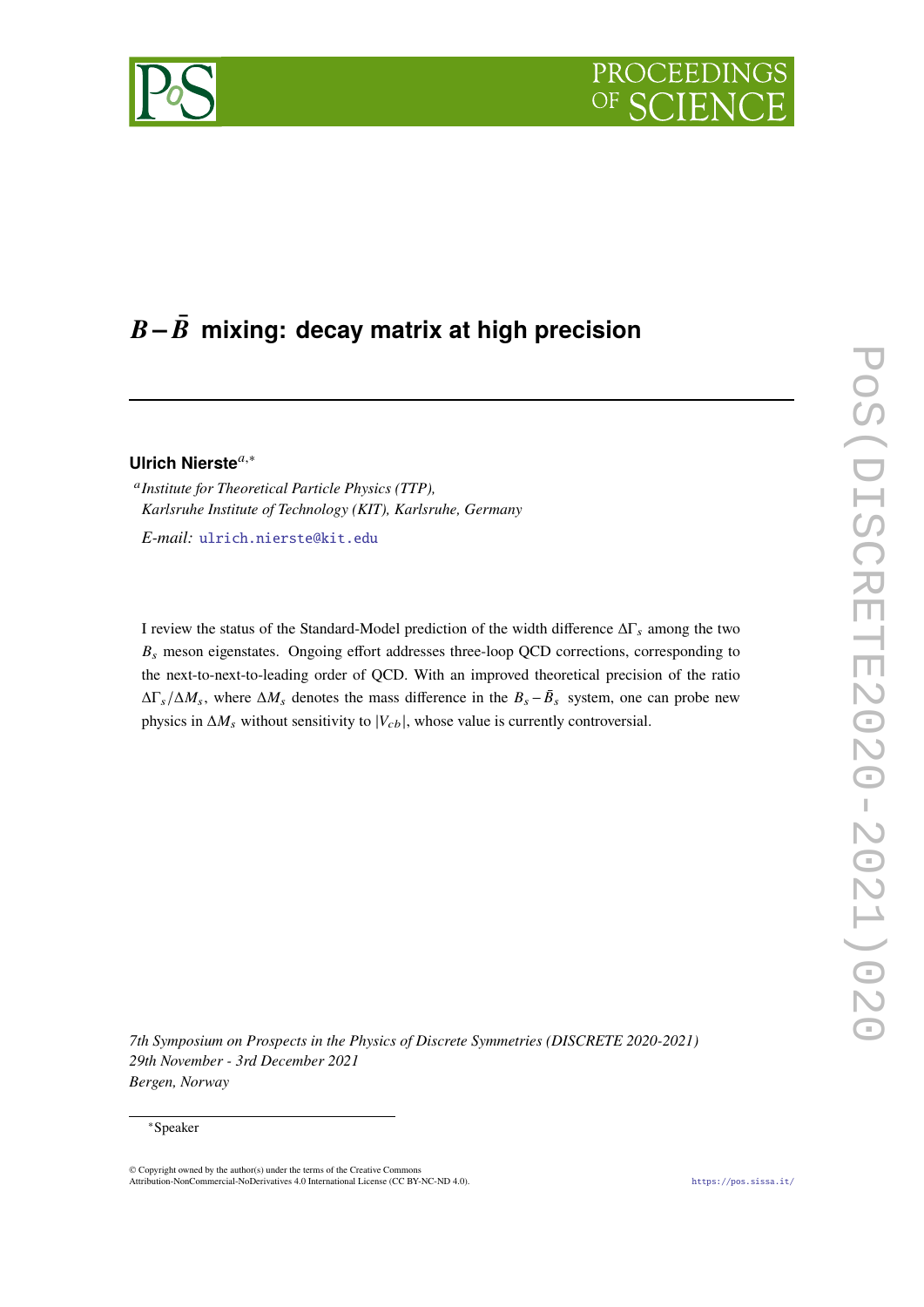# $B-\bar{B}$ mixing: decay matrix at high precision

**Ulrich Nierste**[a,*]

[a] *Institute for Theoretical Particle Physics (TTP), Karlsruhe Institute of Technology (KIT), Karlsruhe, Germany*

*E-mail:* ulrich.nierste@kit.edu

I review the status of the Standard-Model prediction of the width difference $\Delta\Gamma_s$ among the two $B_s$ meson eigenstates. Ongoing effort addresses three-loop QCD corrections, corresponding to the next-to-next-to-leading order of QCD. With an improved theoretical precision of the ratio $\Delta\Gamma_s/\Delta M_s$, where $\Delta M_s$ denotes the mass difference in the $B_s-\bar{B}_s$ system, one can probe new physics in $\Delta M_s$ without sensitivity to $|V_{cb}|$, whose value is currently controversial.

*7th Symposium on Prospects in the Physics of Discrete Symmetries (DISCRETE 2020-2021)*
*29th November - 3rd December 2021*
*Bergen, Norway*

[*] Speaker

© Copyright owned by the author(s) under the terms of the Creative Commons Attribution-NonCommercial-NoDerivatives 4.0 International License (CC BY-NC-ND 4.0).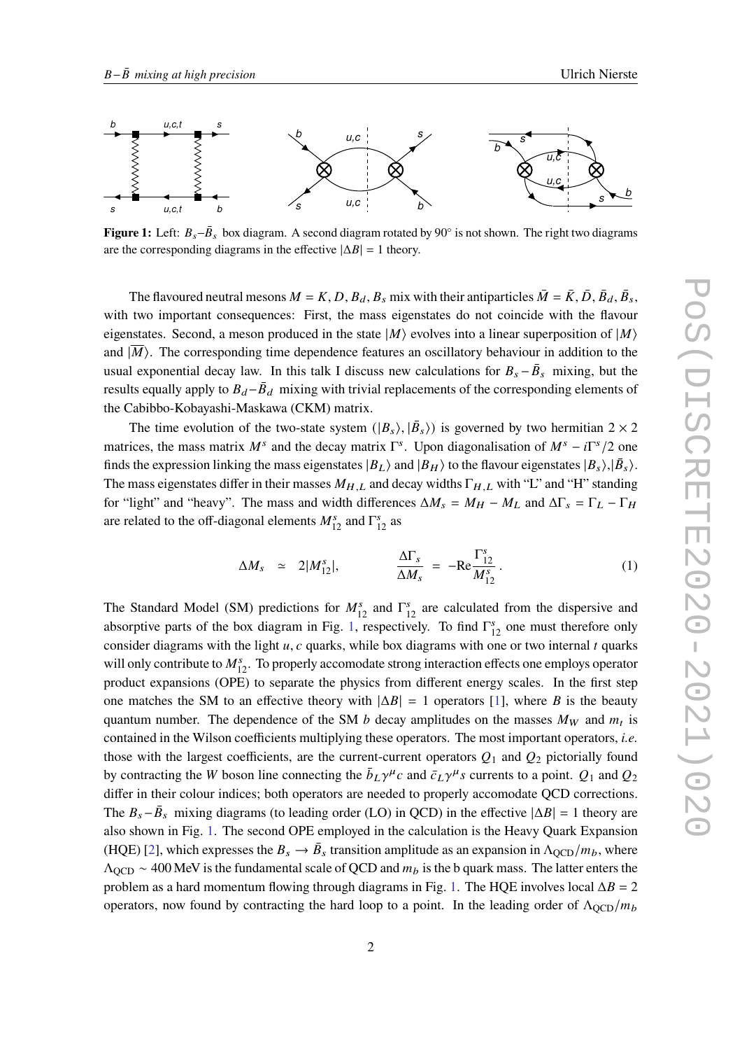**Figure 1:** Left: $B_s$–$\bar{B}_s$ box diagram. A second diagram rotated by 90° is not shown. The right two diagrams are the corresponding diagrams in the effective $|\Delta B| = 1$ theory.

The flavoured neutral mesons $M = K, D, B_d, B_s$ mix with their antiparticles $\bar{M} = \bar{K}, \bar{D}, \bar{B}_d, \bar{B}_s$, with two important consequences: First, the mass eigenstates do not coincide with the flavour eigenstates. Second, a meson produced in the state $|M\rangle$ evolves into a linear superposition of $|M\rangle$ and $|\overline{M}\rangle$. The corresponding time dependence features an oscillatory behaviour in addition to the usual exponential decay law. In this talk I discuss new calculations for $B_s$–$\bar{B}_s$ mixing, but the results equally apply to $B_d$–$\bar{B}_d$ mixing with trivial replacements of the corresponding elements of the Cabibbo-Kobayashi-Maskawa (CKM) matrix.

The time evolution of the two-state system $(|B_s\rangle, |\bar{B}_s\rangle)$ is governed by two hermitian $2 \times 2$ matrices, the mass matrix $M^s$ and the decay matrix $\Gamma^s$. Upon diagonalisation of $M^s - i\Gamma^s/2$ one finds the expression linking the mass eigenstates $|B_L\rangle$ and $|B_H\rangle$ to the flavour eigenstates $|B_s\rangle, |\bar{B}_s\rangle$. The mass eigenstates differ in their masses $M_{H,L}$ and decay widths $\Gamma_{H,L}$ with "L" and "H" standing for "light" and "heavy". The mass and width differences $\Delta M_s = M_H - M_L$ and $\Delta\Gamma_s = \Gamma_L - \Gamma_H$ are related to the off-diagonal elements $M_{12}^s$ and $\Gamma_{12}^s$ as

$$\Delta M_s \;\simeq\; 2|M_{12}^s|, \qquad\qquad \frac{\Delta\Gamma_s}{\Delta M_s} \;=\; -\mathrm{Re}\frac{\Gamma_{12}^s}{M_{12}^s}\,. \tag{1}$$

The Standard Model (SM) predictions for $M_{12}^s$ and $\Gamma_{12}^s$ are calculated from the dispersive and absorptive parts of the box diagram in Fig. 1, respectively. To find $\Gamma_{12}^s$ one must therefore only consider diagrams with the light $u, c$ quarks, while box diagrams with one or two internal $t$ quarks will only contribute to $M_{12}^s$. To properly accomodate strong interaction effects one employs operator product expansions (OPE) to separate the physics from different energy scales. In the first step one matches the SM to an effective theory with $|\Delta B| = 1$ operators [1], where $B$ is the beauty quantum number. The dependence of the SM $b$ decay amplitudes on the masses $M_W$ and $m_t$ is contained in the Wilson coefficients multiplying these operators. The most important operators, *i.e.* those with the largest coefficients, are the current-current operators $Q_1$ and $Q_2$ pictorially found by contracting the $W$ boson line connecting the $\bar{b}_L\gamma^\mu c$ and $\bar{c}_L\gamma^\mu s$ currents to a point. $Q_1$ and $Q_2$ differ in their colour indices; both operators are needed to properly accomodate QCD corrections. The $B_s$–$\bar{B}_s$ mixing diagrams (to leading order (LO) in QCD) in the effective $|\Delta B| = 1$ theory are also shown in Fig. 1. The second OPE employed in the calculation is the Heavy Quark Expansion (HQE) [2], which expresses the $B_s \to \bar{B}_s$ transition amplitude as an expansion in $\Lambda_{\mathrm{QCD}}/m_b$, where $\Lambda_{\mathrm{QCD}} \sim 400\,\mathrm{MeV}$ is the fundamental scale of QCD and $m_b$ is the b quark mass. The latter enters the problem as a hard momentum flowing through diagrams in Fig. 1. The HQE involves local $\Delta B = 2$ operators, now found by contracting the hard loop to a point. In the leading order of $\Lambda_{\mathrm{QCD}}/m_b$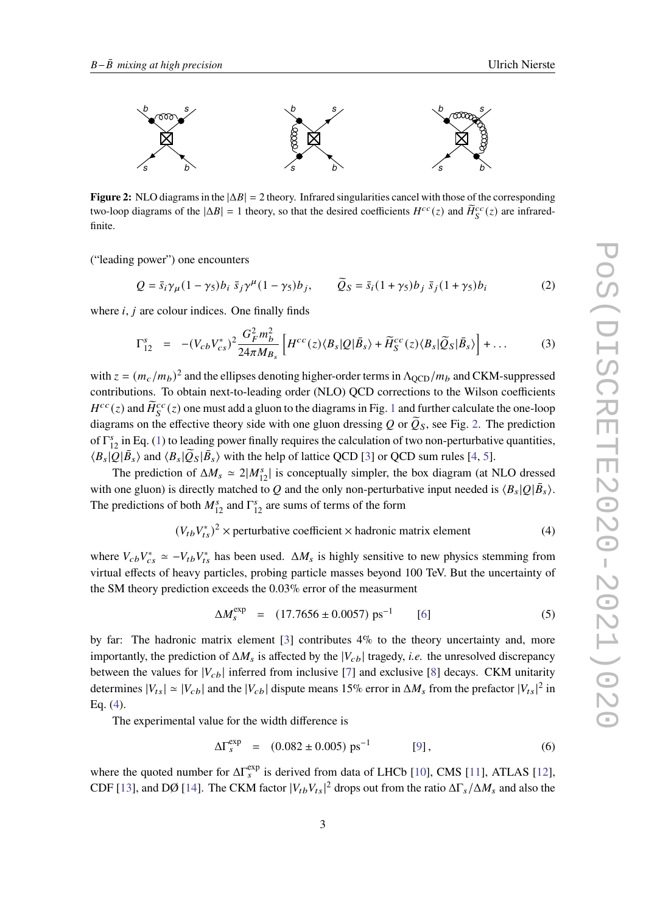**Figure 2:** NLO diagrams in the $|\Delta B| = 2$ theory. Infrared singularities cancel with those of the corresponding two-loop diagrams of the $|\Delta B| = 1$ theory, so that the desired coefficients $H^{cc}(z)$ and $\widetilde{H}^{cc}_S(z)$ are infrared-finite.

("leading power") one encounters

$$Q = \bar{s}_i \gamma_\mu (1-\gamma_5) b_i \; \bar{s}_j \gamma^\mu (1-\gamma_5) b_j, \qquad \widetilde{Q}_S = \bar{s}_i (1+\gamma_5) b_j \; \bar{s}_j (1+\gamma_5) b_i \tag{2}$$

where $i, j$ are colour indices. One finally finds

$$\Gamma^s_{12} \;=\; -(V_{cb}V^*_{cs})^2 \frac{G_F^2 m_b^2}{24\pi M_{B_s}} \left[ H^{cc}(z) \langle B_s|Q|\bar{B}_s\rangle + \widetilde{H}^{cc}_S(z) \langle B_s|\widetilde{Q}_S|\bar{B}_s\rangle \right] + \ldots \tag{3}$$

with $z = (m_c/m_b)^2$ and the ellipses denoting higher-order terms in $\Lambda_{\rm QCD}/m_b$ and CKM-suppressed contributions. To obtain next-to-leading order (NLO) QCD corrections to the Wilson coefficients $H^{cc}(z)$ and $\widetilde{H}^{cc}_S(z)$ one must add a gluon to the diagrams in Fig. 1 and further calculate the one-loop diagrams on the effective theory side with one gluon dressing $Q$ or $\widetilde{Q}_S$, see Fig. 2. The prediction of $\Gamma^s_{12}$ in Eq. (1) to leading power finally requires the calculation of two non-perturbative quantities, $\langle B_s|Q|\bar{B}_s\rangle$ and $\langle B_s|\widetilde{Q}_S|\bar{B}_s\rangle$ with the help of lattice QCD [3] or QCD sum rules [4, 5].

The prediction of $\Delta M_s \simeq 2|M^s_{12}|$ is conceptually simpler, the box diagram (at NLO dressed with one gluon) is directly matched to $Q$ and the only non-perturbative input needed is $\langle B_s|Q|\bar{B}_s\rangle$. The predictions of both $M^s_{12}$ and $\Gamma^s_{12}$ are sums of terms of the form

$$(V_{tb}V^*_{ts})^2 \times \text{perturbative coefficient} \times \text{hadronic matrix element} \tag{4}$$

where $V_{cb}V^*_{cs} \simeq -V_{tb}V^*_{ts}$ has been used. $\Delta M_s$ is highly sensitive to new physics stemming from virtual effects of heavy particles, probing particle masses beyond 100 TeV. But the uncertainty of the SM theory prediction exceeds the 0.03% error of the measurment

$$\Delta M_s^{\rm exp} \;=\; (17.7656 \pm 0.0057)\ \text{ps}^{-1} \qquad [6] \tag{5}$$

by far: The hadronic matrix element [3] contributes 4% to the theory uncertainty and, more importantly, the prediction of $\Delta M_s$ is affected by the $|V_{cb}|$ tragedy, *i.e.* the unresolved discrepancy between the values for $|V_{cb}|$ inferred from inclusive [7] and exclusive [8] decays. CKM unitarity determines $|V_{ts}| \simeq |V_{cb}|$ and the $|V_{cb}|$ dispute means 15% error in $\Delta M_s$ from the prefactor $|V_{ts}|^2$ in Eq. (4).

The experimental value for the width difference is

$$\Delta\Gamma_s^{\rm exp} \;=\; (0.082 \pm 0.005)\ \text{ps}^{-1} \qquad [9], \tag{6}$$

where the quoted number for $\Delta\Gamma_s^{\rm exp}$ is derived from data of LHCb [10], CMS [11], ATLAS [12], CDF [13], and DØ [14]. The CKM factor $|V_{tb}V_{ts}|^2$ drops out from the ratio $\Delta\Gamma_s/\Delta M_s$ and also the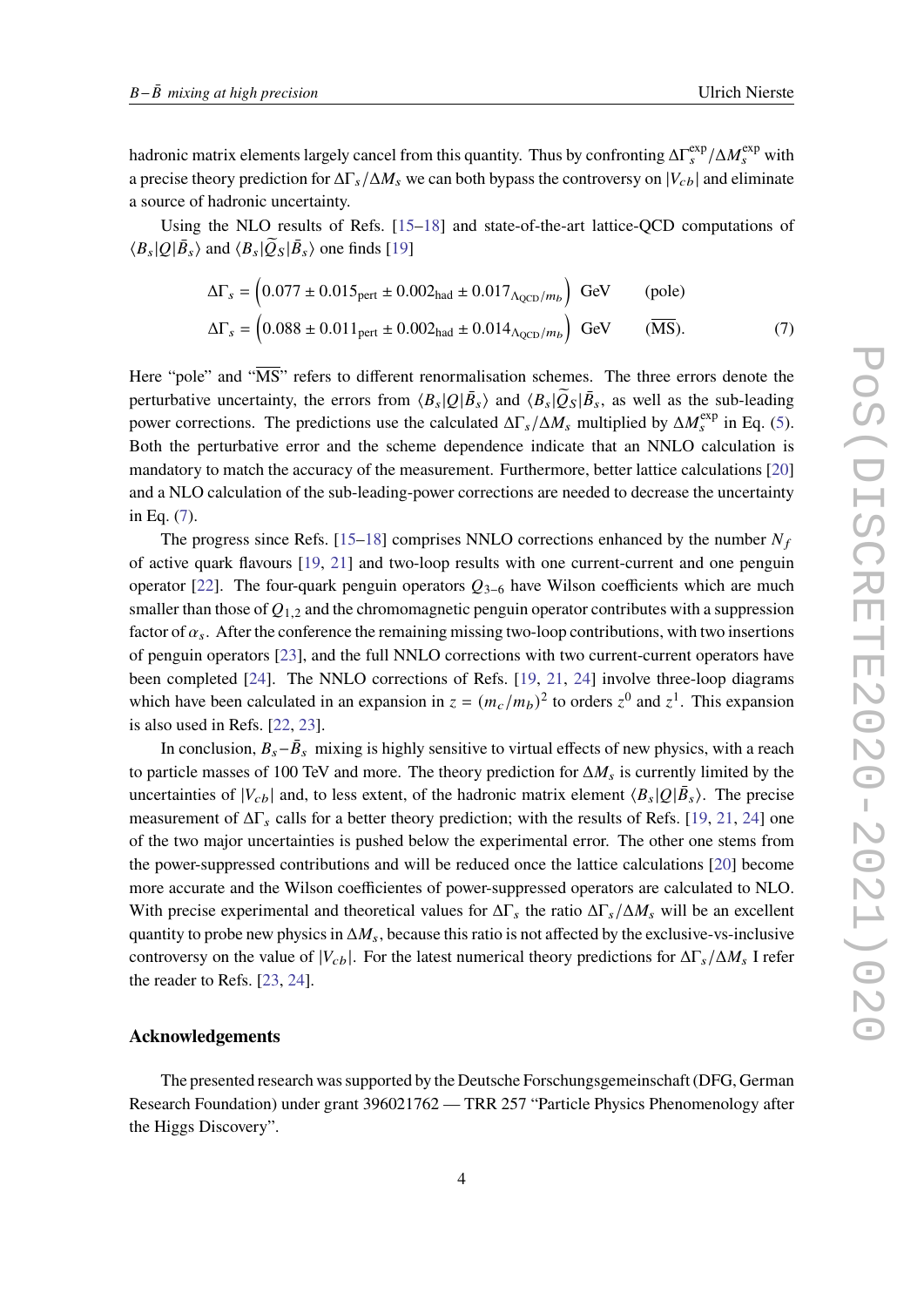hadronic matrix elements largely cancel from this quantity. Thus by confronting $\Delta\Gamma_s^{\rm exp}/\Delta M_s^{\rm exp}$ with a precise theory prediction for $\Delta\Gamma_s/\Delta M_s$ we can both bypass the controversy on $|V_{cb}|$ and eliminate a source of hadronic uncertainty.

Using the NLO results of Refs. [15–18] and state-of-the-art lattice-QCD computations of $\langle B_s|Q|\bar{B}_s\rangle$ and $\langle B_s|\widetilde{Q}_S|\bar{B}_s\rangle$ one finds [19]

$$
\begin{aligned}
\Delta\Gamma_s &= \left(0.077 \pm 0.015_{\rm pert} \pm 0.002_{\rm had} \pm 0.017_{\Lambda_{\rm QCD}/m_b}\right)\ \text{GeV} \qquad \text{(pole)}\\
\Delta\Gamma_s &= \left(0.088 \pm 0.011_{\rm pert} \pm 0.002_{\rm had} \pm 0.014_{\Lambda_{\rm QCD}/m_b}\right)\ \text{GeV} \qquad (\overline{\rm MS}). 
\end{aligned}
\tag{7}
$$

Here "pole" and "$\overline{\rm MS}$" refers to different renormalisation schemes. The three errors denote the perturbative uncertainty, the errors from $\langle B_s|Q|\bar{B}_s\rangle$ and $\langle B_s|\widetilde{Q}_S|\bar{B}_s$, as well as the sub-leading power corrections. The predictions use the calculated $\Delta\Gamma_s/\Delta M_s$ multiplied by $\Delta M_s^{\rm exp}$ in Eq. (5). Both the perturbative error and the scheme dependence indicate that an NNLO calculation is mandatory to match the accuracy of the measurement. Furthermore, better lattice calculations [20] and a NLO calculation of the sub-leading-power corrections are needed to decrease the uncertainty in Eq. (7).

The progress since Refs. [15–18] comprises NNLO corrections enhanced by the number $N_f$ of active quark flavours [19, 21] and two-loop results with one current-current and one penguin operator [22]. The four-quark penguin operators $Q_{3-6}$ have Wilson coefficients which are much smaller than those of $Q_{1,2}$ and the chromomagnetic penguin operator contributes with a suppression factor of $\alpha_s$. After the conference the remaining missing two-loop contributions, with two insertions of penguin operators [23], and the full NNLO corrections with two current-current operators have been completed [24]. The NNLO corrections of Refs. [19, 21, 24] involve three-loop diagrams which have been calculated in an expansion in $z = (m_c/m_b)^2$ to orders $z^0$ and $z^1$. This expansion is also used in Refs. [22, 23].

In conclusion, $B_s$–$\bar{B}_s$ mixing is highly sensitive to virtual effects of new physics, with a reach to particle masses of 100 TeV and more. The theory prediction for $\Delta M_s$ is currently limited by the uncertainties of $|V_{cb}|$ and, to less extent, of the hadronic matrix element $\langle B_s|Q|\bar{B}_s\rangle$. The precise measurement of $\Delta\Gamma_s$ calls for a better theory prediction; with the results of Refs. [19, 21, 24] one of the two major uncertainties is pushed below the experimental error. The other one stems from the power-suppressed contributions and will be reduced once the lattice calculations [20] become more accurate and the Wilson coefficientes of power-suppressed operators are calculated to NLO. With precise experimental and theoretical values for $\Delta\Gamma_s$ the ratio $\Delta\Gamma_s/\Delta M_s$ will be an excellent quantity to probe new physics in $\Delta M_s$, because this ratio is not affected by the exclusive-vs-inclusive controversy on the value of $|V_{cb}|$. For the latest numerical theory predictions for $\Delta\Gamma_s/\Delta M_s$ I refer the reader to Refs. [23, 24].

## Acknowledgements

The presented research was supported by the Deutsche Forschungsgemeinschaft (DFG, German Research Foundation) under grant 396021762 — TRR 257 "Particle Physics Phenomenology after the Higgs Discovery".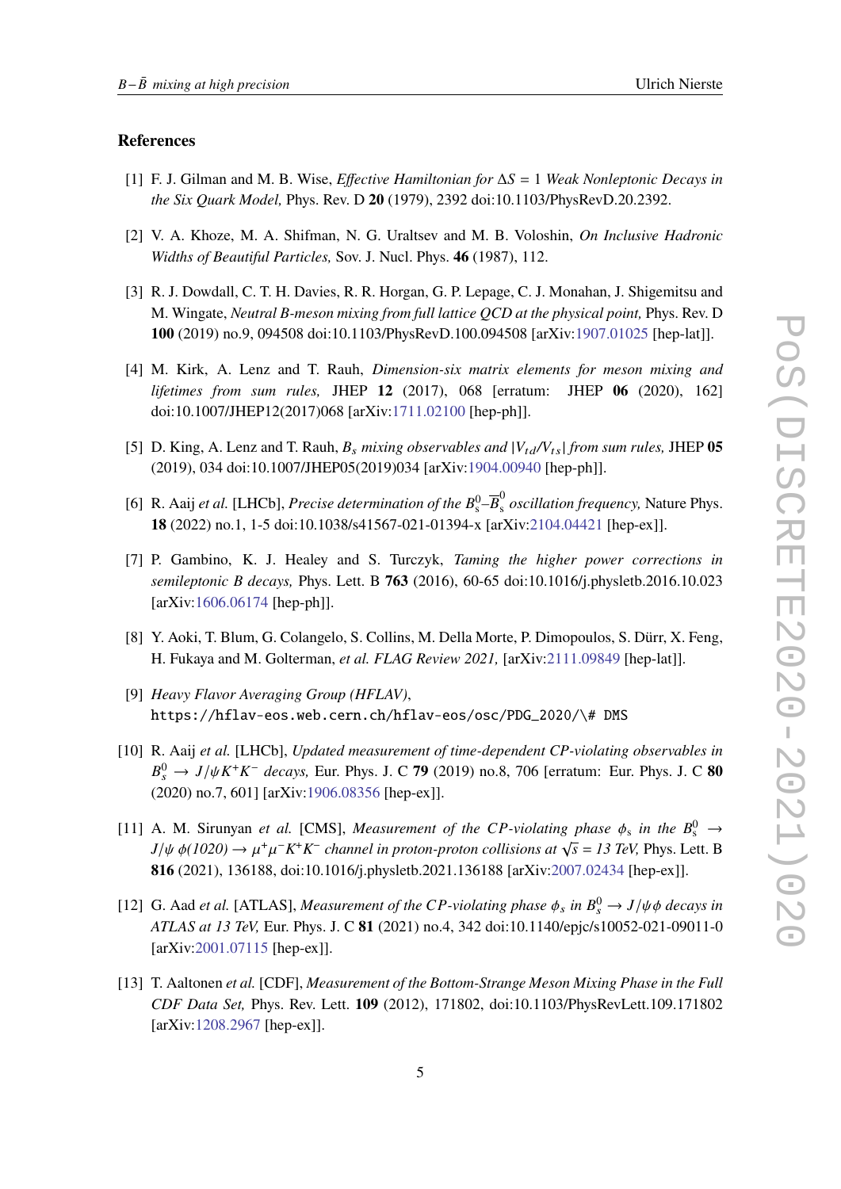## References

[1] F. J. Gilman and M. B. Wise, *Effective Hamiltonian for $\Delta S = 1$ Weak Nonleptonic Decays in the Six Quark Model,* Phys. Rev. D **20** (1979), 2392 doi:10.1103/PhysRevD.20.2392.

[2] V. A. Khoze, M. A. Shifman, N. G. Uraltsev and M. B. Voloshin, *On Inclusive Hadronic Widths of Beautiful Particles,* Sov. J. Nucl. Phys. **46** (1987), 112.

[3] R. J. Dowdall, C. T. H. Davies, R. R. Horgan, G. P. Lepage, C. J. Monahan, J. Shigemitsu and M. Wingate, *Neutral B-meson mixing from full lattice QCD at the physical point,* Phys. Rev. D **100** (2019) no.9, 094508 doi:10.1103/PhysRevD.100.094508 [arXiv:1907.01025 [hep-lat]].

[4] M. Kirk, A. Lenz and T. Rauh, *Dimension-six matrix elements for meson mixing and lifetimes from sum rules,* JHEP **12** (2017), 068 [erratum: JHEP **06** (2020), 162] doi:10.1007/JHEP12(2017)068 [arXiv:1711.02100 [hep-ph]].

[5] D. King, A. Lenz and T. Rauh, *$B_s$ mixing observables and $|V_{td}/V_{ts}|$ from sum rules,* JHEP **05** (2019), 034 doi:10.1007/JHEP05(2019)034 [arXiv:1904.00940 [hep-ph]].

[6] R. Aaij *et al.* [LHCb], *Precise determination of the $B^0_s$–$\overline{B}^0_s$ oscillation frequency,* Nature Phys. **18** (2022) no.1, 1-5 doi:10.1038/s41567-021-01394-x [arXiv:2104.04421 [hep-ex]].

[7] P. Gambino, K. J. Healey and S. Turczyk, *Taming the higher power corrections in semileptonic B decays,* Phys. Lett. B **763** (2016), 60-65 doi:10.1016/j.physletb.2016.10.023 [arXiv:1606.06174 [hep-ph]].

[8] Y. Aoki, T. Blum, G. Colangelo, S. Collins, M. Della Morte, P. Dimopoulos, S. Dürr, X. Feng, H. Fukaya and M. Golterman, *et al. FLAG Review 2021,* [arXiv:2111.09849 [hep-lat]].

[9] *Heavy Flavor Averaging Group (HFLAV),* `https://hflav-eos.web.cern.ch/hflav-eos/osc/PDG_2020/\# DMS`

[10] R. Aaij *et al.* [LHCb], *Updated measurement of time-dependent CP-violating observables in $B^0_s \to J/\psi K^+K^-$ decays,* Eur. Phys. J. C **79** (2019) no.8, 706 [erratum: Eur. Phys. J. C **80** (2020) no.7, 601] [arXiv:1906.08356 [hep-ex]].

[11] A. M. Sirunyan *et al.* [CMS], *Measurement of the CP-violating phase $\phi_s$ in the $B^0_s \to J/\psi\ \phi(1020) \to \mu^+\mu^-K^+K^-$ channel in proton-proton collisions at $\sqrt{s} = 13$ TeV,* Phys. Lett. B **816** (2021), 136188, doi:10.1016/j.physletb.2021.136188 [arXiv:2007.02434 [hep-ex]].

[12] G. Aad *et al.* [ATLAS], *Measurement of the CP-violating phase $\phi_s$ in $B^0_s \to J/\psi\phi$ decays in ATLAS at 13 TeV,* Eur. Phys. J. C **81** (2021) no.4, 342 doi:10.1140/epjc/s10052-021-09011-0 [arXiv:2001.07115 [hep-ex]].

[13] T. Aaltonen *et al.* [CDF], *Measurement of the Bottom-Strange Meson Mixing Phase in the Full CDF Data Set,* Phys. Rev. Lett. **109** (2012), 171802, doi:10.1103/PhysRevLett.109.171802 [arXiv:1208.2967 [hep-ex]].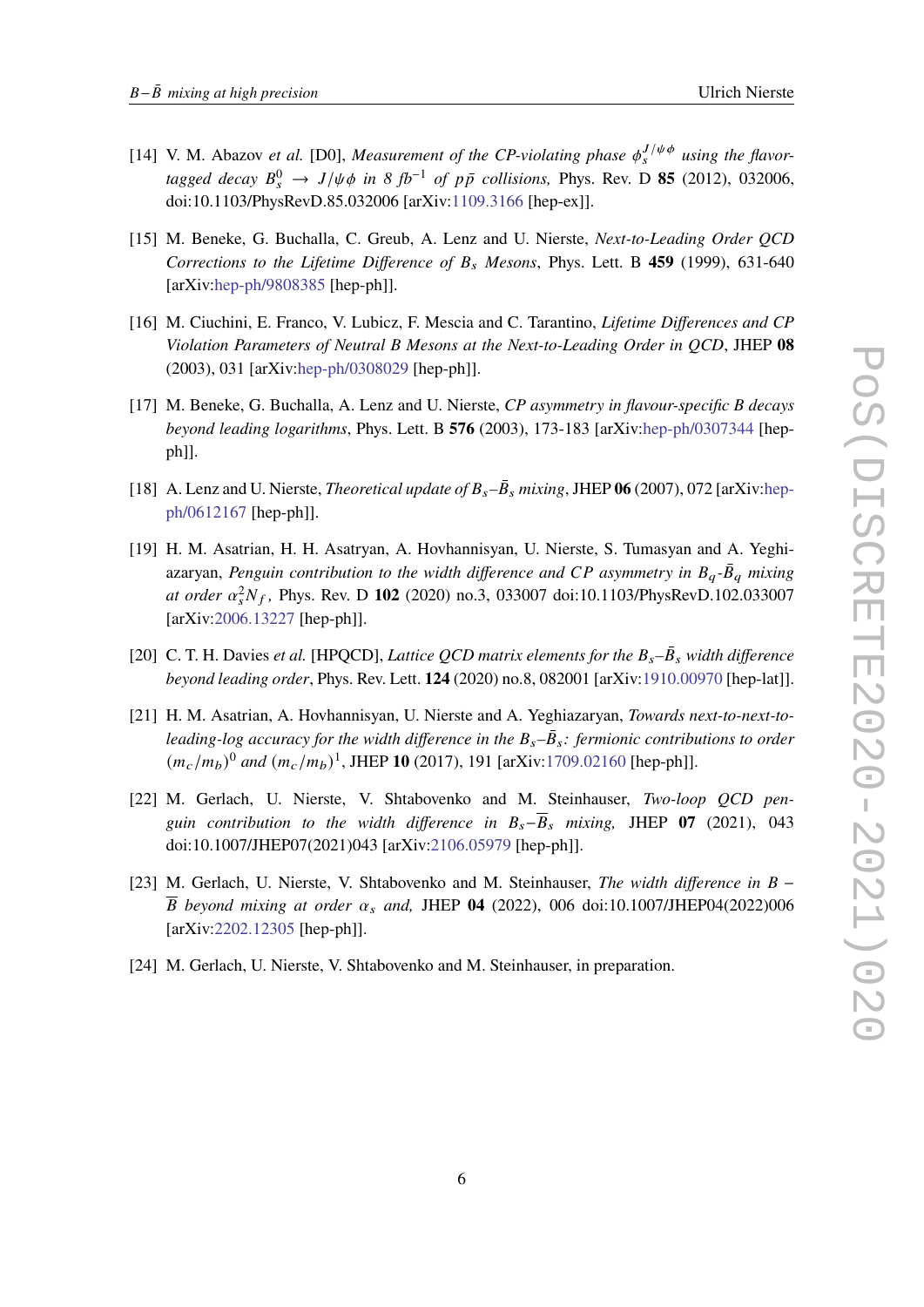[14] V. M. Abazov *et al.* [D0], *Measurement of the CP-violating phase $\phi_s^{J/\psi\phi}$ using the flavor-tagged decay $B_s^0 \to J/\psi\phi$ in 8 $fb^{-1}$ of $p\bar{p}$ collisions,* Phys. Rev. D **85** (2012), 032006, doi:10.1103/PhysRevD.85.032006 [arXiv:1109.3166 [hep-ex]].

[15] M. Beneke, G. Buchalla, C. Greub, A. Lenz and U. Nierste, *Next-to-Leading Order QCD Corrections to the Lifetime Difference of $B_s$ Mesons*, Phys. Lett. B **459** (1999), 631-640 [arXiv:hep-ph/9808385 [hep-ph]].

[16] M. Ciuchini, E. Franco, V. Lubicz, F. Mescia and C. Tarantino, *Lifetime Differences and CP Violation Parameters of Neutral B Mesons at the Next-to-Leading Order in QCD*, JHEP **08** (2003), 031 [arXiv:hep-ph/0308029 [hep-ph]].

[17] M. Beneke, G. Buchalla, A. Lenz and U. Nierste, *CP asymmetry in flavour-specific B decays beyond leading logarithms*, Phys. Lett. B **576** (2003), 173-183 [arXiv:hep-ph/0307344 [hep-ph]].

[18] A. Lenz and U. Nierste, *Theoretical update of $B_s$–$\bar{B}_s$ mixing*, JHEP **06** (2007), 072 [arXiv:hep-ph/0612167 [hep-ph]].

[19] H. M. Asatrian, H. H. Asatryan, A. Hovhannisyan, U. Nierste, S. Tumasyan and A. Yeghiazaryan, *Penguin contribution to the width difference and CP asymmetry in $B_q$-$\bar{B}_q$ mixing at order $\alpha_s^2 N_f$,* Phys. Rev. D **102** (2020) no.3, 033007 doi:10.1103/PhysRevD.102.033007 [arXiv:2006.13227 [hep-ph]].

[20] C. T. H. Davies *et al.* [HPQCD], *Lattice QCD matrix elements for the $B_s$–$\bar{B}_s$ width difference beyond leading order*, Phys. Rev. Lett. **124** (2020) no.8, 082001 [arXiv:1910.00970 [hep-lat]].

[21] H. M. Asatrian, A. Hovhannisyan, U. Nierste and A. Yeghiazaryan, *Towards next-to-next-to-leading-log accuracy for the width difference in the $B_s$–$\bar{B}_s$: fermionic contributions to order $(m_c/m_b)^0$ and $(m_c/m_b)^1$*, JHEP **10** (2017), 191 [arXiv:1709.02160 [hep-ph]].

[22] M. Gerlach, U. Nierste, V. Shtabovenko and M. Steinhauser, *Two-loop QCD penguin contribution to the width difference in $B_s$–$\overline{B}_s$ mixing,* JHEP **07** (2021), 043 doi:10.1007/JHEP07(2021)043 [arXiv:2106.05979 [hep-ph]].

[23] M. Gerlach, U. Nierste, V. Shtabovenko and M. Steinhauser, *The width difference in $B-\overline{B}$ beyond mixing at order $\alpha_s$ and,* JHEP **04** (2022), 006 doi:10.1007/JHEP04(2022)006 [arXiv:2202.12305 [hep-ph]].

[24] M. Gerlach, U. Nierste, V. Shtabovenko and M. Steinhauser, in preparation.